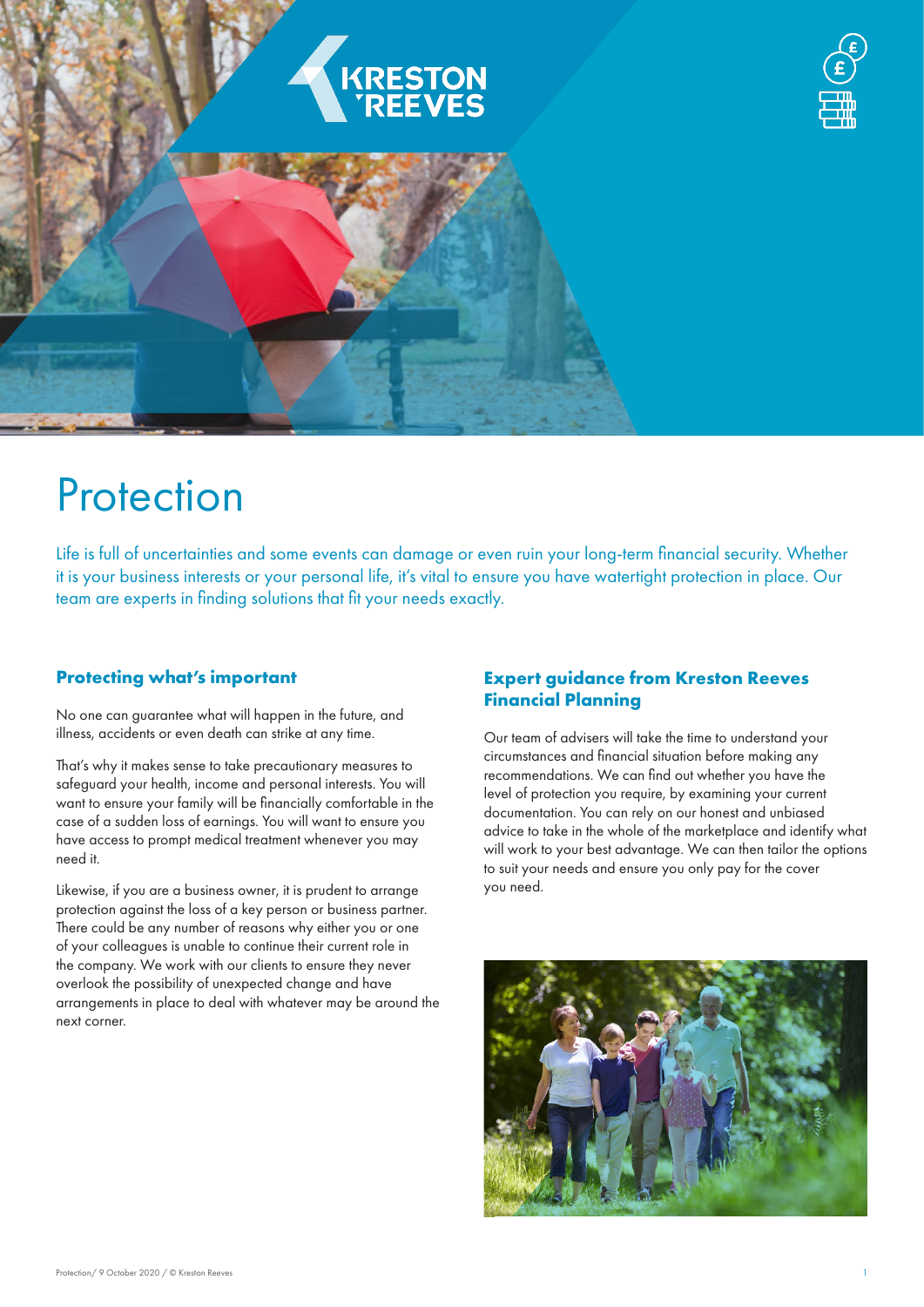# Protection

Life is full of uncertainties and some events can damage or even ruin your long-term financial security. Whether it is your business interests or your personal life, it's vital to ensure you have watertight protection in place. Our team are experts in finding solutions that fit your needs exactly.

## Protecting what's important

No one can guarantee what will happen in the future, and illness, accidents or even death can strike at any time.

That's why it makes sense to take precautionary measures to safeguard your health, income and personal interests. You will want to ensure your family will be financially comfortable in the case of a sudden loss of earnings. You will want to ensure you have access to prompt medical treatment whenever you may need it.

Likewise, if you are a business owner, it is prudent to arrange protection against the loss of a key person or business partner. There could be any number of reasons why either you or one of your colleagues is unable to continue their current role in the company. We work with our clients to ensure they never overlook the possibility of unexpected change and have arrangements in place to deal with whatever may be around the next corner.

## Expert guidance from Kreston Reeves Financial Planning

Our team of advisers will take the time to understand your circumstances and financial situation before making any recommendations. We can find out whether you have the level of protection you require, by examining your current documentation. You can rely on our honest and unbiased advice to take in the whole of the marketplace and identify what will work to your best advantage. We can then tailor the options to suit your needs and ensure you only pay for the cover you need.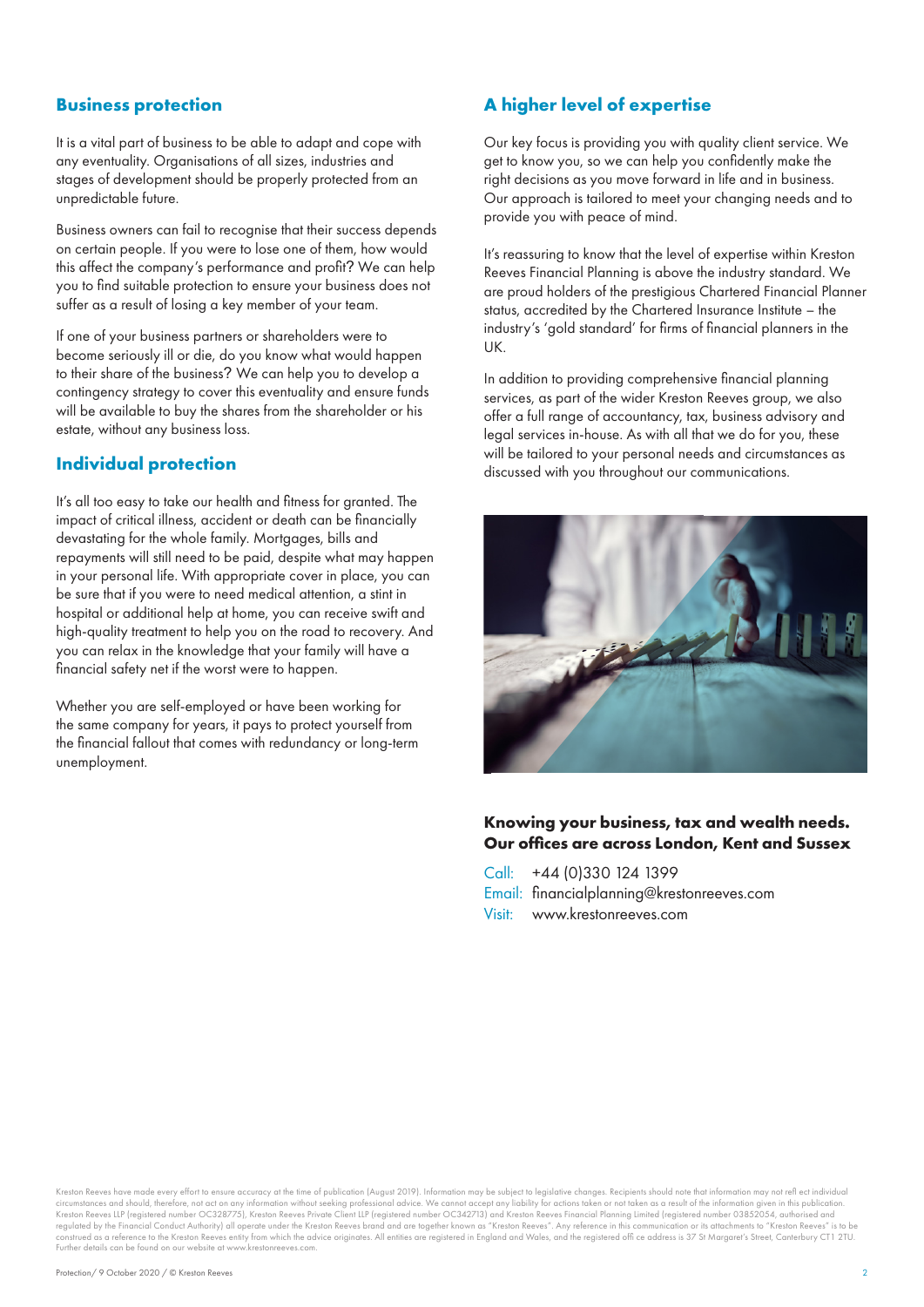## Business protection

It is a vital part of business to be able to adapt and cope with any eventuality. Organisations of all sizes, industries and stages of development should be properly protected from an unpredictable future.

Business owners can fail to recognise that their success depends on certain people. If you were to lose one of them, how would this affect the company's performance and profit? We can help you to find suitable protection to ensure your business does not suffer as a result of losing a key member of your team.

If one of your business partners or shareholders were to become seriously ill or die, do you know what would happen to their share of the business? We can help you to develop a contingency strategy to cover this eventuality and ensure funds will be available to buy the shares from the shareholder or his estate, without any business loss.

## Individual protection

It's all too easy to take our health and fitness for granted. The impact of critical illness, accident or death can be financially devastating for the whole family. Mortgages, bills and repayments will still need to be paid, despite what may happen in your personal life. With appropriate cover in place, you can be sure that if you were to need medical attention, a stint in hospital or additional help at home, you can receive swift and high-quality treatment to help you on the road to recovery. And you can relax in the knowledge that your family will have a financial safety net if the worst were to happen.

Whether you are self-employed or have been working for the same company for years, it pays to protect yourself from the financial fallout that comes with redundancy or long-term unemployment.

## A higher level of expertise

Our key focus is providing you with quality client service. We get to know you, so we can help you confidently make the right decisions as you move forward in life and in business. Our approach is tailored to meet your changing needs and to provide you with peace of mind.

It's reassuring to know that the level of expertise within Kreston Reeves Financial Planning is above the industry standard. We are proud holders of the prestigious Chartered Financial Planner status, accredited by the Chartered Insurance Institute – the industry's 'gold standard' for firms of financial planners in the UK.

In addition to providing comprehensive financial planning services, as part of the wider Kreston Reeves group, we also offer a full range of accountancy, tax, business advisory and legal services in-house. As with all that we do for you, these will be tailored to your personal needs and circumstances as discussed with you throughout our communications.

**Knowing your business, tax and wealth needs. Our offices are across London, Kent and Sussex**

Call: +44 (0)330 124 1399
Email: financialplanning@krestonreeves.com
Visit: www.krestonreeves.com

Kreston Reeves have made every effort to ensure accuracy at the time of publication (August 2019). Information may be subject to legislative changes. Recipients should note that information may not refl ect individual circumstances and should, therefore, not act on any information without seeking professional advice. We cannot accept any liability for actions taken or not taken as a result of the information given in this publication. Kreston Reeves LLP (registered number OC328775), Kreston Reeves Private Client LLP (registered number OC342713) and Kreston Reeves Financial Planning Limited (registered number 03852054, authorised and regulated by the Financial Conduct Authority) all operate under the Kreston Reeves brand and are together known as "Kreston Reeves". Any reference in this communication or its attachments to "Kreston Reeves" is to be construed as a reference to the Kreston Reeves entity from which the advice originates. All entities are registered in England and Wales, and the registered offi ce address is 37 St Margaret's Street, Canterbury CT1 2TU. Further details can be found on our website at www.krestonreeves.com.

Protection/ 9 October 2020 / © Kreston Reeves